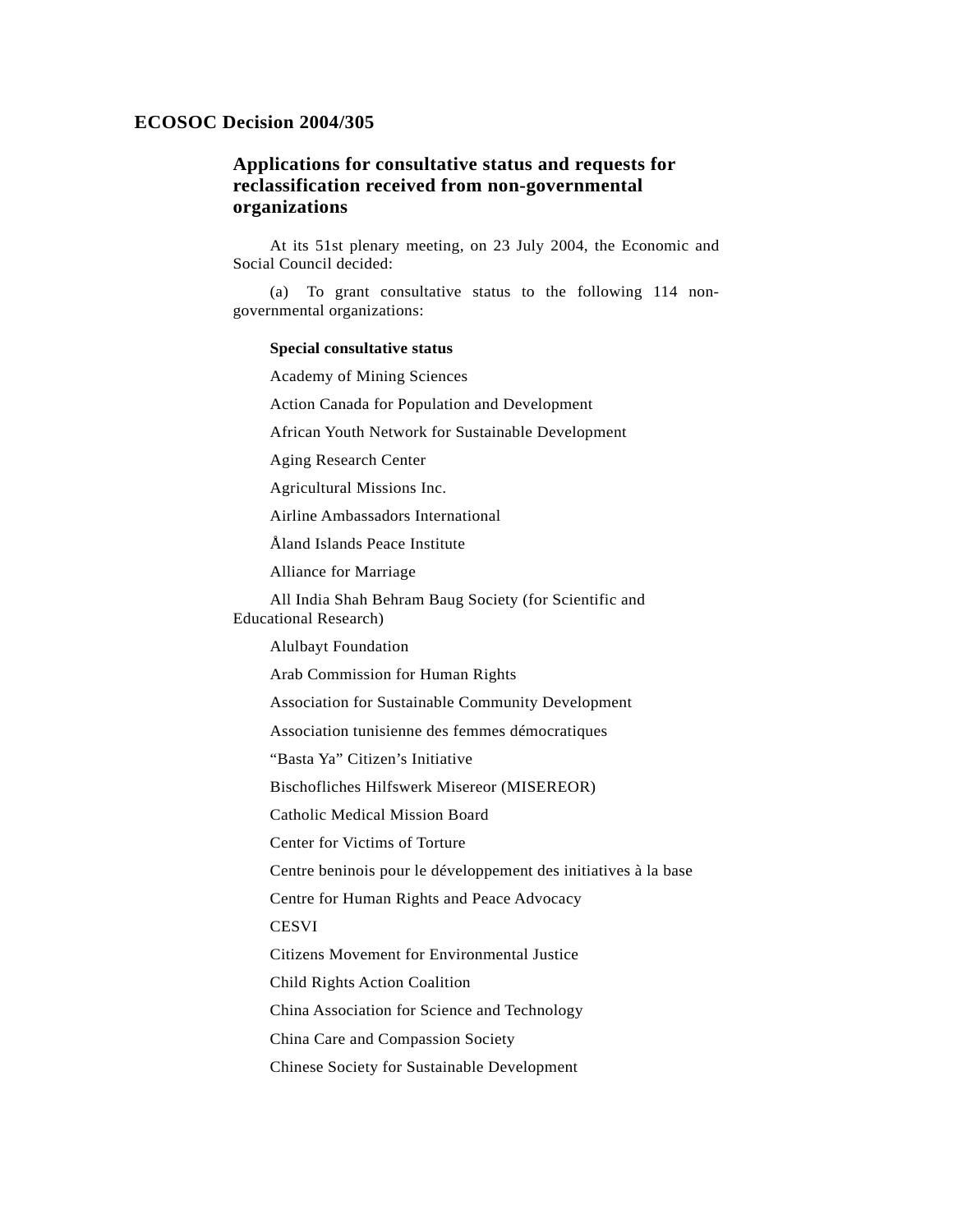# ECOSOC Decision 2004/305

## Applications for consultative status and requests for reclassification received from non-governmental organizations

At its 51st plenary meeting, on 23 July 2004, the Economic and Social Council decided:

(a) To grant consultative status to the following 114 non-governmental organizations:

**Special consultative status**

Academy of Mining Sciences

Action Canada for Population and Development

African Youth Network for Sustainable Development

Aging Research Center

Agricultural Missions Inc.

Airline Ambassadors International

Åland Islands Peace Institute

Alliance for Marriage

All India Shah Behram Baug Society (for Scientific and Educational Research)

Alulbayt Foundation

Arab Commission for Human Rights

Association for Sustainable Community Development

Association tunisienne des femmes démocratiques

“Basta Ya” Citizen’s Initiative

Bischofliches Hilfswerk Misereor (MISEREOR)

Catholic Medical Mission Board

Center for Victims of Torture

Centre beninois pour le développement des initiatives à la base

Centre for Human Rights and Peace Advocacy

CESVI

Citizens Movement for Environmental Justice

Child Rights Action Coalition

China Association for Science and Technology

China Care and Compassion Society

Chinese Society for Sustainable Development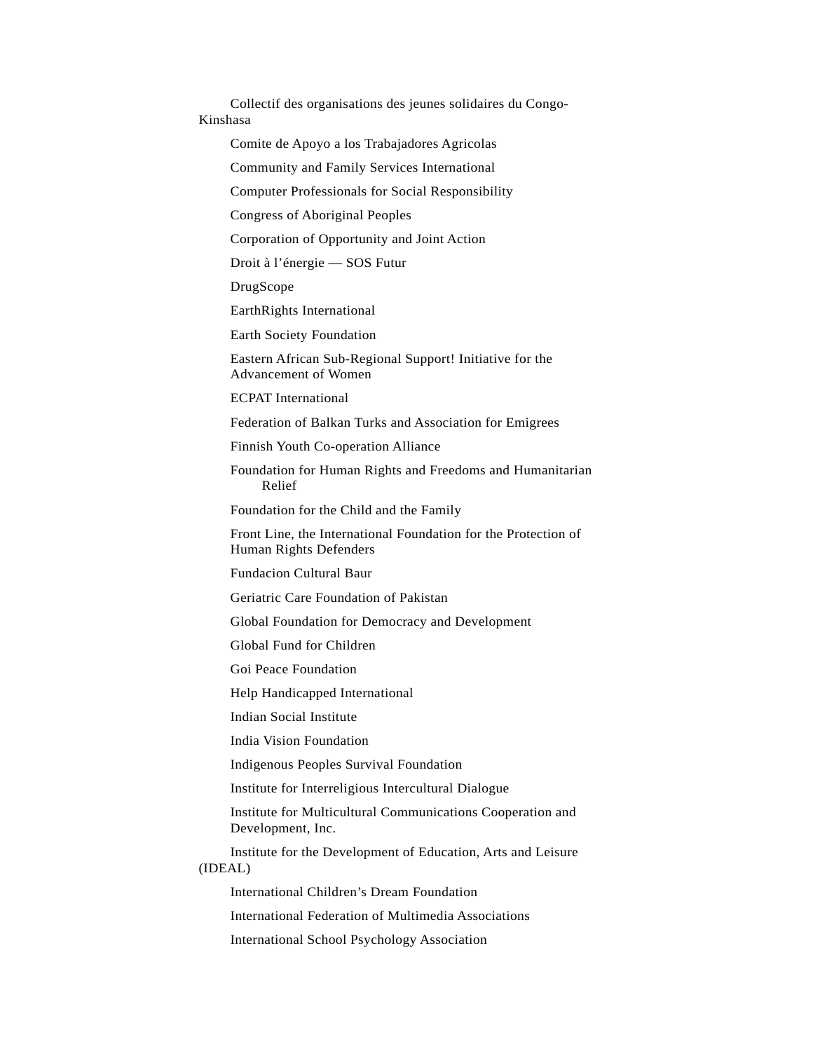Collectif des organisations des jeunes solidaires du Congo-Kinshasa

Comite de Apoyo a los Trabajadores Agricolas

Community and Family Services International

Computer Professionals for Social Responsibility

Congress of Aboriginal Peoples

Corporation of Opportunity and Joint Action

Droit à l’énergie — SOS Futur

DrugScope

EarthRights International

Earth Society Foundation

Eastern African Sub-Regional Support! Initiative for the Advancement of Women

ECPAT International

Federation of Balkan Turks and Association for Emigrees

Finnish Youth Co-operation Alliance

Foundation for Human Rights and Freedoms and Humanitarian Relief

Foundation for the Child and the Family

Front Line, the International Foundation for the Protection of Human Rights Defenders

Fundacion Cultural Baur

Geriatric Care Foundation of Pakistan

Global Foundation for Democracy and Development

Global Fund for Children

Goi Peace Foundation

Help Handicapped International

Indian Social Institute

India Vision Foundation

Indigenous Peoples Survival Foundation

Institute for Interreligious Intercultural Dialogue

Institute for Multicultural Communications Cooperation and Development, Inc.

Institute for the Development of Education, Arts and Leisure (IDEAL)

International Children’s Dream Foundation

International Federation of Multimedia Associations

International School Psychology Association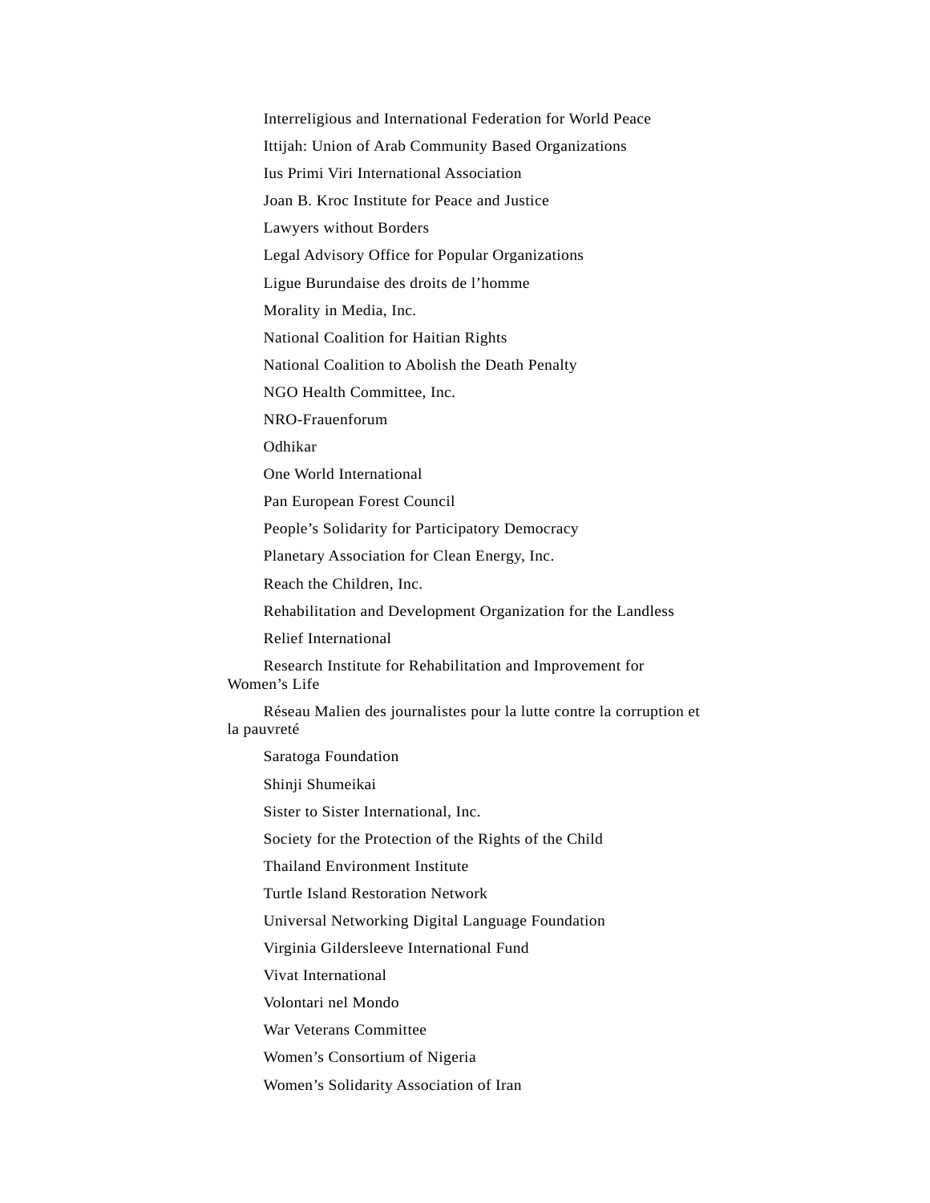Interreligious and International Federation for World Peace

Ittijah: Union of Arab Community Based Organizations

Ius Primi Viri International Association

Joan B. Kroc Institute for Peace and Justice

Lawyers without Borders

Legal Advisory Office for Popular Organizations

Ligue Burundaise des droits de l'homme

Morality in Media, Inc.

National Coalition for Haitian Rights

National Coalition to Abolish the Death Penalty

NGO Health Committee, Inc.

NRO-Frauenforum

Odhikar

One World International

Pan European Forest Council

People's Solidarity for Participatory Democracy

Planetary Association for Clean Energy, Inc.

Reach the Children, Inc.

Rehabilitation and Development Organization for the Landless

Relief International

Research Institute for Rehabilitation and Improvement for Women's Life

Réseau Malien des journalistes pour la lutte contre la corruption et la pauvreté

Saratoga Foundation

Shinji Shumeikai

Sister to Sister International, Inc.

Society for the Protection of the Rights of the Child

Thailand Environment Institute

Turtle Island Restoration Network

Universal Networking Digital Language Foundation

Virginia Gildersleeve International Fund

Vivat International

Volontari nel Mondo

War Veterans Committee

Women's Consortium of Nigeria

Women's Solidarity Association of Iran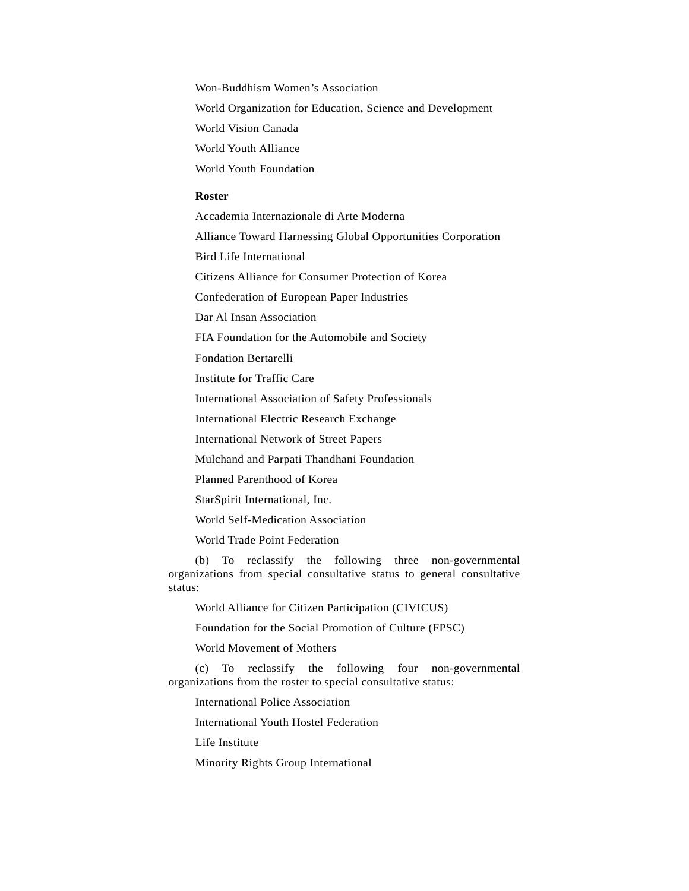Won-Buddhism Women's Association

World Organization for Education, Science and Development

World Vision Canada

World Youth Alliance

World Youth Foundation

**Roster**

Accademia Internazionale di Arte Moderna

Alliance Toward Harnessing Global Opportunities Corporation

Bird Life International

Citizens Alliance for Consumer Protection of Korea

Confederation of European Paper Industries

Dar Al Insan Association

FIA Foundation for the Automobile and Society

Fondation Bertarelli

Institute for Traffic Care

International Association of Safety Professionals

International Electric Research Exchange

International Network of Street Papers

Mulchand and Parpati Thandhani Foundation

Planned Parenthood of Korea

StarSpirit International, Inc.

World Self-Medication Association

World Trade Point Federation

(b) To reclassify the following three non-governmental organizations from special consultative status to general consultative status:

World Alliance for Citizen Participation (CIVICUS)

Foundation for the Social Promotion of Culture (FPSC)

World Movement of Mothers

(c) To reclassify the following four non-governmental organizations from the roster to special consultative status:

International Police Association

International Youth Hostel Federation

Life Institute

Minority Rights Group International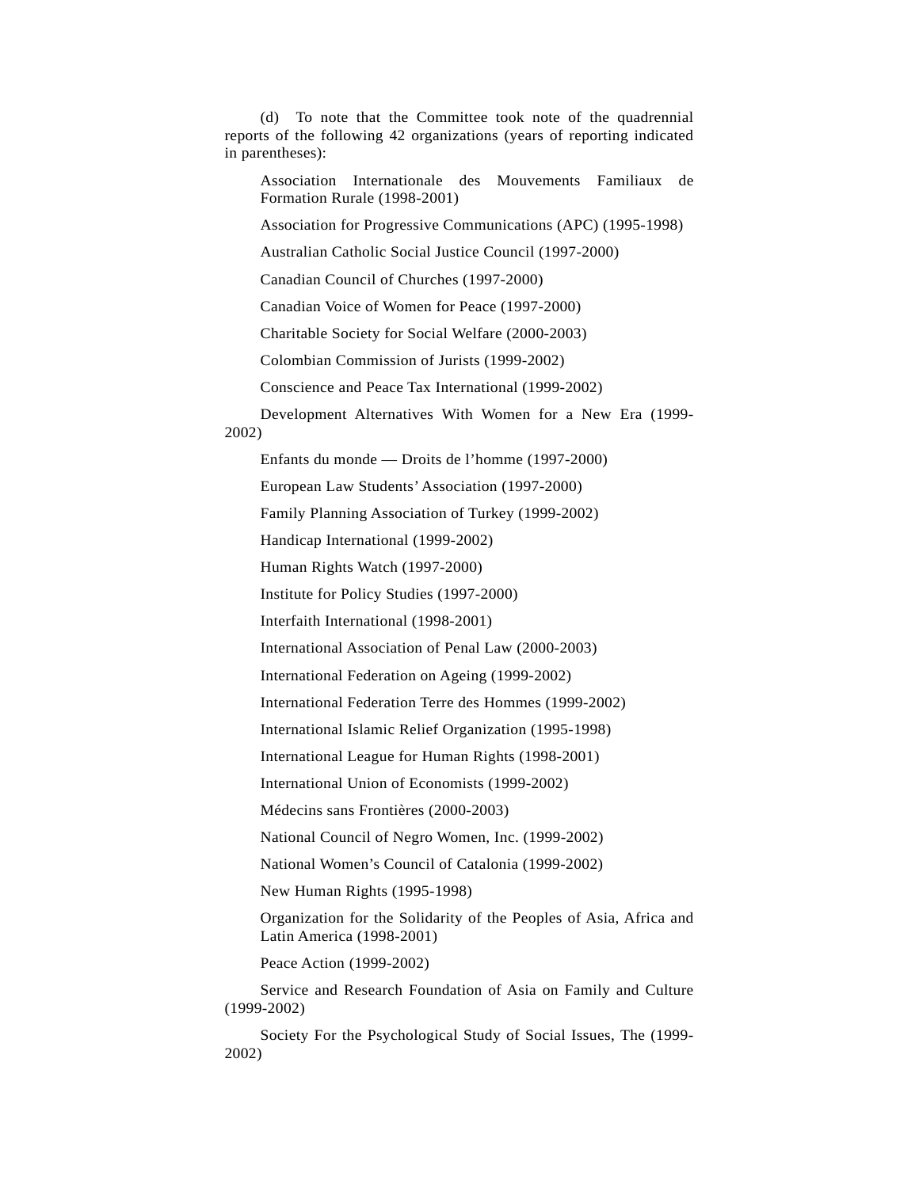(d) To note that the Committee took note of the quadrennial reports of the following 42 organizations (years of reporting indicated in parentheses):

Association Internationale des Mouvements Familiaux de Formation Rurale (1998-2001)

Association for Progressive Communications (APC) (1995-1998)

Australian Catholic Social Justice Council (1997-2000)

Canadian Council of Churches (1997-2000)

Canadian Voice of Women for Peace (1997-2000)

Charitable Society for Social Welfare (2000-2003)

Colombian Commission of Jurists (1999-2002)

Conscience and Peace Tax International (1999-2002)

Development Alternatives With Women for a New Era (1999-2002)

Enfants du monde — Droits de l'homme (1997-2000)

European Law Students' Association (1997-2000)

Family Planning Association of Turkey (1999-2002)

Handicap International (1999-2002)

Human Rights Watch (1997-2000)

Institute for Policy Studies (1997-2000)

Interfaith International (1998-2001)

International Association of Penal Law (2000-2003)

International Federation on Ageing (1999-2002)

International Federation Terre des Hommes (1999-2002)

International Islamic Relief Organization (1995-1998)

International League for Human Rights (1998-2001)

International Union of Economists (1999-2002)

Médecins sans Frontières (2000-2003)

National Council of Negro Women, Inc. (1999-2002)

National Women's Council of Catalonia (1999-2002)

New Human Rights (1995-1998)

Organization for the Solidarity of the Peoples of Asia, Africa and Latin America (1998-2001)

Peace Action (1999-2002)

Service and Research Foundation of Asia on Family and Culture (1999-2002)

Society For the Psychological Study of Social Issues, The (1999-2002)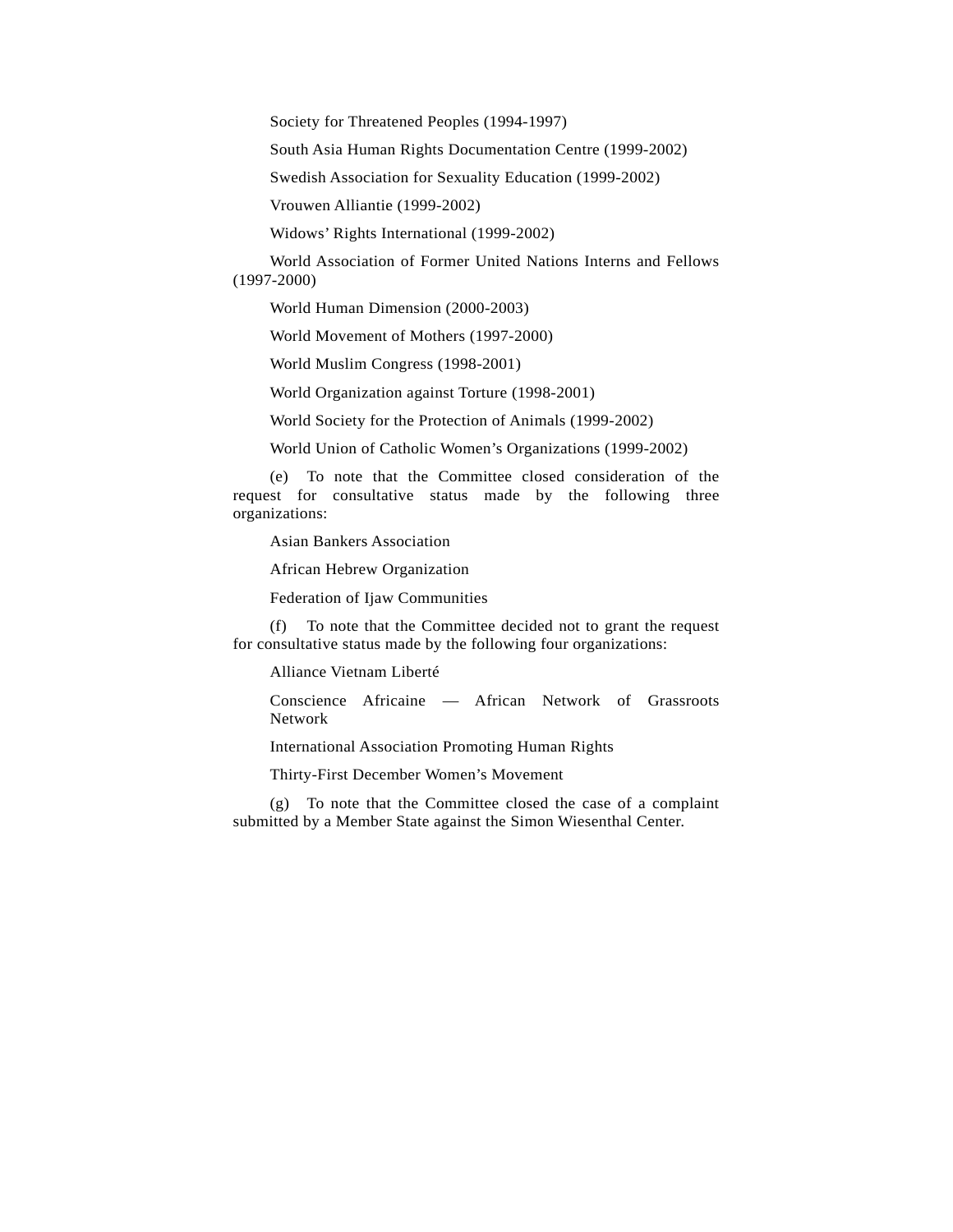Society for Threatened Peoples (1994-1997)

South Asia Human Rights Documentation Centre (1999-2002)

Swedish Association for Sexuality Education (1999-2002)

Vrouwen Alliantie (1999-2002)

Widows' Rights International (1999-2002)

World Association of Former United Nations Interns and Fellows (1997-2000)

World Human Dimension (2000-2003)

World Movement of Mothers (1997-2000)

World Muslim Congress (1998-2001)

World Organization against Torture (1998-2001)

World Society for the Protection of Animals (1999-2002)

World Union of Catholic Women's Organizations (1999-2002)

(e) To note that the Committee closed consideration of the request for consultative status made by the following three organizations:

Asian Bankers Association

African Hebrew Organization

Federation of Ijaw Communities

(f) To note that the Committee decided not to grant the request for consultative status made by the following four organizations:

Alliance Vietnam Liberté

Conscience Africaine — African Network of Grassroots Network

International Association Promoting Human Rights

Thirty-First December Women's Movement

(g) To note that the Committee closed the case of a complaint submitted by a Member State against the Simon Wiesenthal Center.